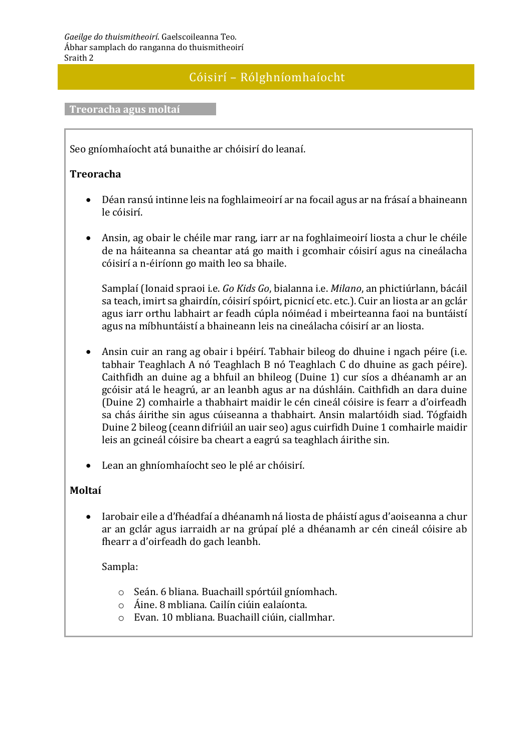*Gaeilge do thuismitheoirí*. Gaelscoileanna Teo.
Ábhar samplach do ranganna do thuismitheoirí
Sraith 2

# Cóisirí – Rólghníomhaíocht

## Treoracha agus moltaí

Seo gníomhaíocht atá bunaithe ar chóisirí do leanaí.

### Treoracha

- Déan ransú intinne leis na foghlaimeoirí ar na focail agus ar na frásaí a bhaineann le cóisirí.

- Ansin, ag obair le chéile mar rang, iarr ar na foghlaimeoirí liosta a chur le chéile de na háiteanna sa cheantar atá go maith i gcomhair cóisirí agus na cineálacha cóisirí a n-éiríonn go maith leo sa bhaile.

  Samplaí (Ionaid spraoi i.e. *Go Kids Go*, bialanna i.e. *Milano*, an phictiúrlann, bácáil sa teach, imirt sa ghairdín, cóisirí spóirt, picnicí etc. etc.). Cuir an liosta ar an gclár agus iarr orthu labhairt ar feadh cúpla nóiméad i mbeirteanna faoi na buntáistí agus na míbhuntáistí a bhaineann leis na cineálacha cóisirí ar an liosta.

- Ansin cuir an rang ag obair i bpéirí. Tabhair bileog do dhuine i ngach péire (i.e. tabhair Teaghlach A nó Teaghlach B nó Teaghlach C do dhuine as gach péire). Caithfidh an duine ag a bhfuil an bhileog (Duine 1) cur síos a dhéanamh ar an gcóisir atá le heagrú, ar an leanbh agus ar na dúshláin. Caithfidh an dara duine (Duine 2) comhairle a thabhairt maidir le cén cineál cóisire is fearr a d'oirfeadh sa chás áirithe sin agus cúiseanna a thabhairt. Ansin malartóidh siad. Tógfaidh Duine 2 bileog (ceann difriúil an uair seo) agus cuirfidh Duine 1 comhairle maidir leis an gcineál cóisire ba cheart a eagrú sa teaghlach áirithe sin.

- Lean an ghníomhaíocht seo le plé ar chóisirí.

### Moltaí

- Iarobair eile a d'fhéadfaí a dhéanamh ná liosta de pháistí agus d'aoiseanna a chur ar an gclár agus iarraidh ar na grúpaí plé a dhéanamh ar cén cineál cóisire ab fhearr a d'oirfeadh do gach leanbh.

  Sampla:

  - Seán. 6 bliana. Buachaill spórtúil gníomhach.
  - Áine. 8 mbliana. Cailín ciúin ealaíonta.
  - Evan. 10 mbliana. Buachaill ciúin, ciallmhar.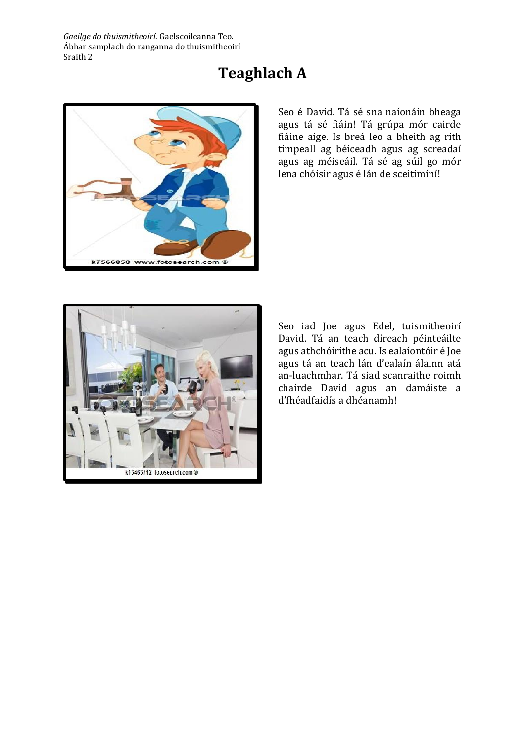*Gaeilge do thuismitheoirí*. Gaelscoileanna Teo.
Ábhar samplach do ranganna do thuismitheoirí
Sraith 2

# Teaghlach A

Seo é David. Tá sé sna naíonáin bheaga agus tá sé fiáin! Tá grúpa mór cairde fiáine aige. Is breá leo a bheith ag rith timpeall ag béiceadh agus ag screadaí agus ag méiseáil. Tá sé ag súil go mór lena chóisir agus é lán de sceitimíní!

Seo iad Joe agus Edel, tuismitheoirí David. Tá an teach díreach péinteáilte agus athchóirithe acu. Is ealaíontóir é Joe agus tá an teach lán d'ealaín álainn atá an-luachmhar. Tá siad scanraithe roimh chairde David agus an damáiste a d'fhéadfaidís a dhéanamh!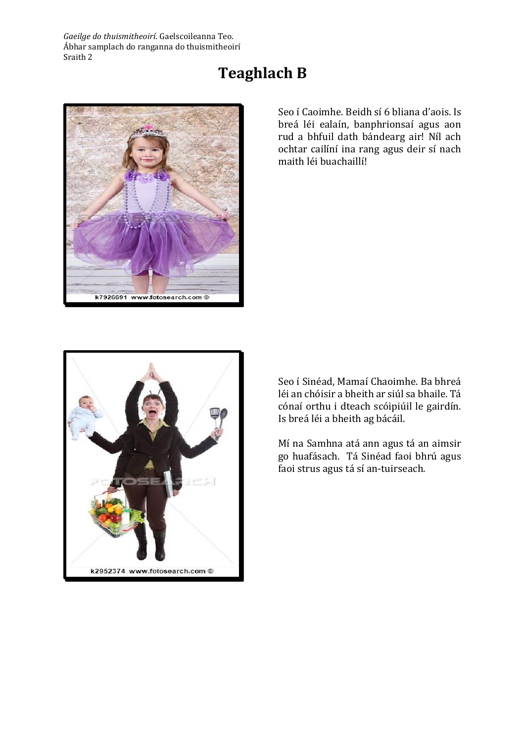*Gaeilge do thuismitheoirí*. Gaelscoileanna Teo.
Ábhar samplach do ranganna do thuismitheoirí
Sraith 2

# Teaghlach B

Seo í Caoimhe. Beidh sí 6 bliana d'aois. Is breá léi ealaín, banphrionsaí agus aon rud a bhfuil dath bándearg air! Níl ach ochtar cailíní ina rang agus deir sí nach maith léi buachaillí!

k7926691 www.fotosearch.com ©

Seo í Sinéad, Mamaí Chaoimhe. Ba bhreá léi an chóisir a bheith ar siúl sa bhaile. Tá cónaí orthu i dteach scóipiúil le gairdín. Is breá léi a bheith ag bácáil.

Mí na Samhna atá ann agus tá an aimsir go huafásach. Tá Sinéad faoi bhrú agus faoi strus agus tá sí an-tuirseach.

k2952374 www.fotosearch.com ©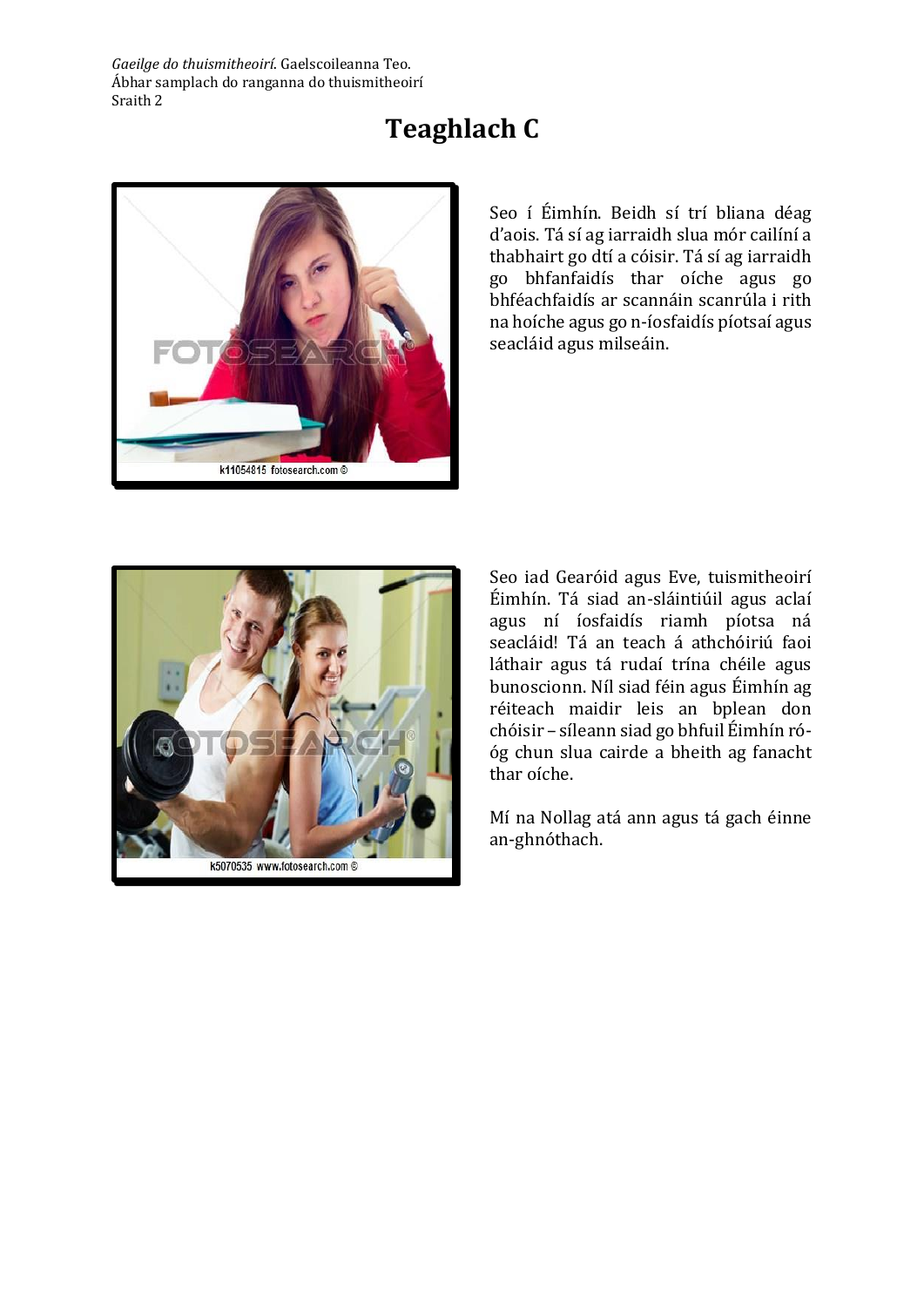*Gaeilge do thuismitheoirí*. Gaelscoileanna Teo.
Ábhar samplach do ranganna do thuismitheoirí
Sraith 2

# Teaghlach C

Seo í Éimhín. Beidh sí trí bliana déag d'aois. Tá sí ag iarraidh slua mór cailíní a thabhairt go dtí a cóisir. Tá sí ag iarraidh go bhfanfaidís thar oíche agus go bhféachfaidís ar scannáin scanrúla i rith na hoíche agus go n-íosfaidís píotsaí agus seacláid agus milseáin.

Seo iad Gearóid agus Eve, tuismitheoirí Éimhín. Tá siad an-sláintiúil agus aclaí agus ní íosfaidís riamh píotsa ná seacláid! Tá an teach á athchóiriú faoi láthair agus tá rudaí trína chéile agus bunoscionn. Níl siad féin agus Éimhín ag réiteach maidir leis an bplean don chóisir – síleann siad go bhfuil Éimhín ró-óg chun slua cairde a bheith ag fanacht thar oíche.

Mí na Nollag atá ann agus tá gach éinne an-ghnóthach.